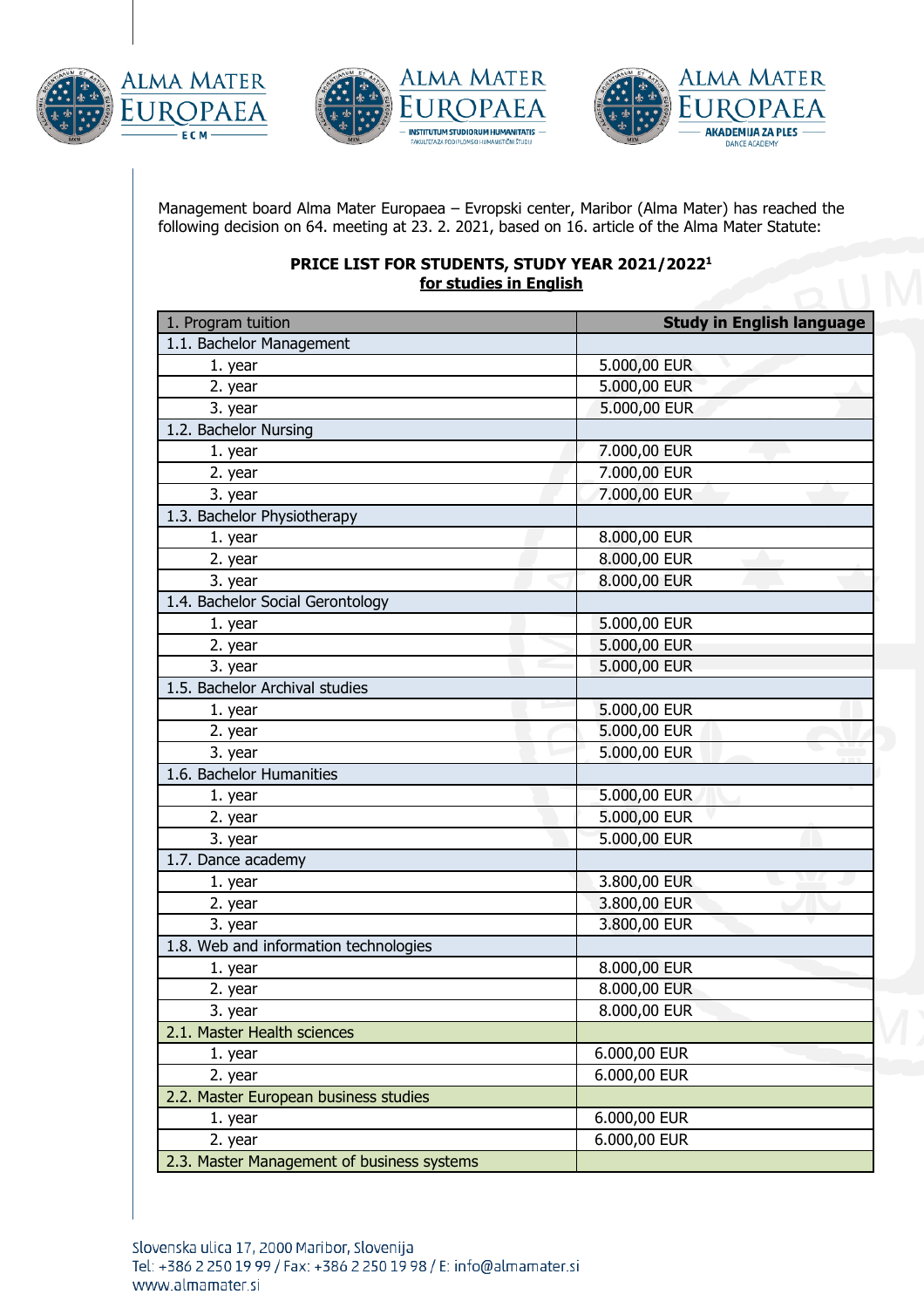Management board Alma Mater Europaea – Evropski center, Maribor (Alma Mater) has reached the following decision on 64. meeting at 23. 2. 2021, based on 16. article of the Alma Mater Statute:

**PRICE LIST FOR STUDENTS, STUDY YEAR 2021/2022**[1]
**for studies in English**

| 1. Program tuition | Study in English language |
|---|---|
| 1.1. Bachelor Management | |
| 1. year | 5.000,00 EUR |
| 2. year | 5.000,00 EUR |
| 3. year | 5.000,00 EUR |
| 1.2. Bachelor Nursing | |
| 1. year | 7.000,00 EUR |
| 2. year | 7.000,00 EUR |
| 3. year | 7.000,00 EUR |
| 1.3. Bachelor Physiotherapy | |
| 1. year | 8.000,00 EUR |
| 2. year | 8.000,00 EUR |
| 3. year | 8.000,00 EUR |
| 1.4. Bachelor Social Gerontology | |
| 1. year | 5.000,00 EUR |
| 2. year | 5.000,00 EUR |
| 3. year | 5.000,00 EUR |
| 1.5. Bachelor Archival studies | |
| 1. year | 5.000,00 EUR |
| 2. year | 5.000,00 EUR |
| 3. year | 5.000,00 EUR |
| 1.6. Bachelor Humanities | |
| 1. year | 5.000,00 EUR |
| 2. year | 5.000,00 EUR |
| 3. year | 5.000,00 EUR |
| 1.7. Dance academy | |
| 1. year | 3.800,00 EUR |
| 2. year | 3.800,00 EUR |
| 3. year | 3.800,00 EUR |
| 1.8. Web and information technologies | |
| 1. year | 8.000,00 EUR |
| 2. year | 8.000,00 EUR |
| 3. year | 8.000,00 EUR |
| 2.1. Master Health sciences | |
| 1. year | 6.000,00 EUR |
| 2. year | 6.000,00 EUR |
| 2.2. Master European business studies | |
| 1. year | 6.000,00 EUR |
| 2. year | 6.000,00 EUR |
| 2.3. Master Management of business systems | |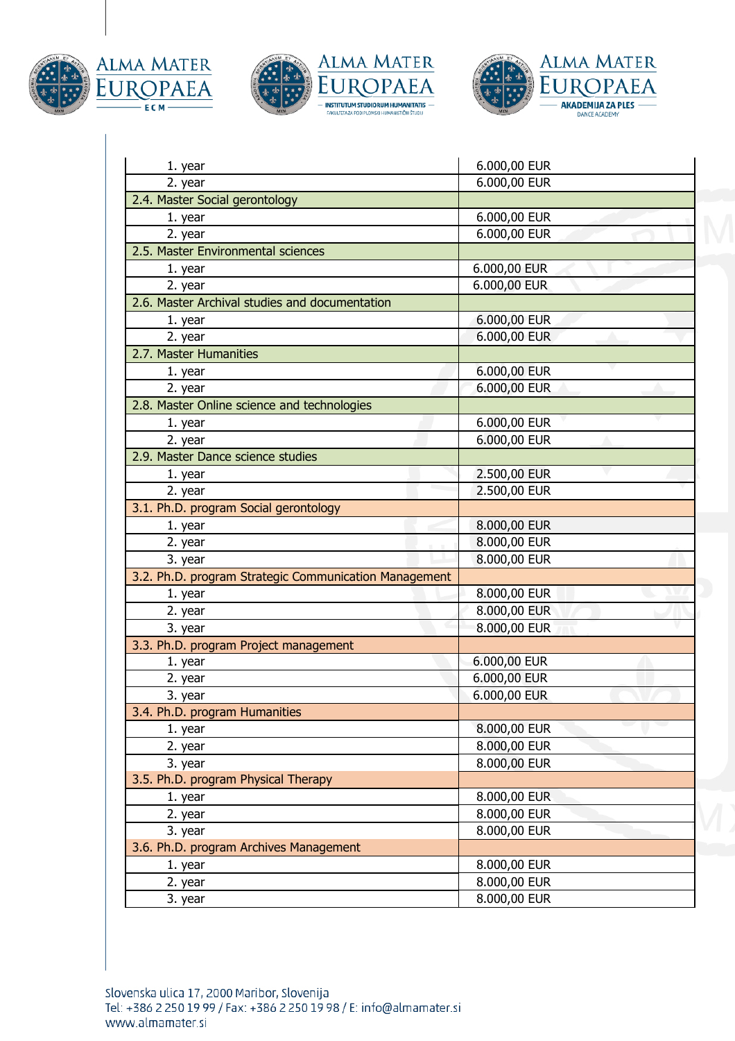| | |
|---|---|
| 1. year | 6.000,00 EUR |
| 2. year | 6.000,00 EUR |
| 2.4. Master Social gerontology | |
| 1. year | 6.000,00 EUR |
| 2. year | 6.000,00 EUR |
| 2.5. Master Environmental sciences | |
| 1. year | 6.000,00 EUR |
| 2. year | 6.000,00 EUR |
| 2.6. Master Archival studies and documentation | |
| 1. year | 6.000,00 EUR |
| 2. year | 6.000,00 EUR |
| 2.7. Master Humanities | |
| 1. year | 6.000,00 EUR |
| 2. year | 6.000,00 EUR |
| 2.8. Master Online science and technologies | |
| 1. year | 6.000,00 EUR |
| 2. year | 6.000,00 EUR |
| 2.9. Master Dance science studies | |
| 1. year | 2.500,00 EUR |
| 2. year | 2.500,00 EUR |
| 3.1. Ph.D. program Social gerontology | |
| 1. year | 8.000,00 EUR |
| 2. year | 8.000,00 EUR |
| 3. year | 8.000,00 EUR |
| 3.2. Ph.D. program Strategic Communication Management | |
| 1. year | 8.000,00 EUR |
| 2. year | 8.000,00 EUR |
| 3. year | 8.000,00 EUR |
| 3.3. Ph.D. program Project management | |
| 1. year | 6.000,00 EUR |
| 2. year | 6.000,00 EUR |
| 3. year | 6.000,00 EUR |
| 3.4. Ph.D. program Humanities | |
| 1. year | 8.000,00 EUR |
| 2. year | 8.000,00 EUR |
| 3. year | 8.000,00 EUR |
| 3.5. Ph.D. program Physical Therapy | |
| 1. year | 8.000,00 EUR |
| 2. year | 8.000,00 EUR |
| 3. year | 8.000,00 EUR |
| 3.6. Ph.D. program Archives Management | |
| 1. year | 8.000,00 EUR |
| 2. year | 8.000,00 EUR |
| 3. year | 8.000,00 EUR |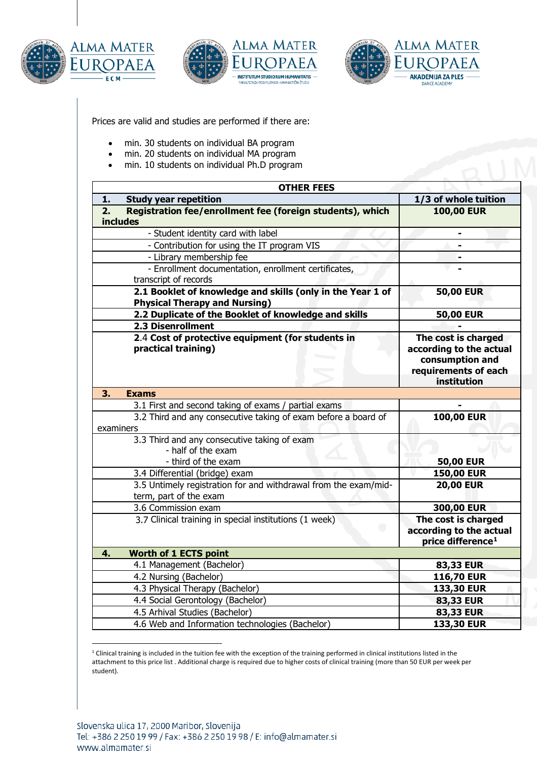Prices are valid and studies are performed if there are:

- min. 30 students on individual BA program
- min. 20 students on individual MA program
- min. 10 students on individual Ph.D program

| OTHER FEES | |
|---|---|
| **1. Study year repetition** | **1/3 of whole tuition** |
| **2. Registration fee/enrollment fee (foreign students), which includes** | **100,00 EUR** |
| - Student identity card with label | **-** |
| - Contribution for using the IT program VIS | **-** |
| - Library membership fee | **-** |
| - Enrollment documentation, enrollment certificates, transcript of records | **-** |
| **2.1 Booklet of knowledge and skills (only in the Year 1 of Physical Therapy and Nursing)** | **50,00 EUR** |
| **2.2 Duplicate of the Booklet of knowledge and skills** | **50,00 EUR** |
| **2.3 Disenrollment** | **-** |
| **2.4 Cost of protective equipment (for students in practical training)** | **The cost is charged according to the actual consumption and requirements of each institution** |
| **3. Exams** | |
| 3.1 First and second taking of exams / partial exams | **-** |
| 3.2 Third and any consecutive taking of exam before a board of examiners | **100,00 EUR** |
| 3.3 Third and any consecutive taking of exam<br>- half of the exam<br>- third of the exam | **50,00 EUR** |
| 3.4 Differential (bridge) exam | **150,00 EUR** |
| 3.5 Untimely registration for and withdrawal from the exam/mid-term, part of the exam | **20,00 EUR** |
| 3.6 Commission exam | **300,00 EUR** |
| 3.7 Clinical training in special institutions (1 week) | **The cost is charged according to the actual price difference[1]** |
| **4. Worth of 1 ECTS point** | |
| 4.1 Management (Bachelor) | **83,33 EUR** |
| 4.2 Nursing (Bachelor) | **116,70 EUR** |
| 4.3 Physical Therapy (Bachelor) | **133,30 EUR** |
| 4.4 Social Gerontology (Bachelor) | **83,33 EUR** |
| 4.5 Arhival Studies (Bachelor) | **83,33 EUR** |
| 4.6 Web and Information technologies (Bachelor) | **133,30 EUR** |

[1] Clinical training is included in the tuition fee with the exception of the training performed in clinical institutions listed in the attachment to this price list . Additional charge is required due to higher costs of clinical training (more than 50 EUR per week per student).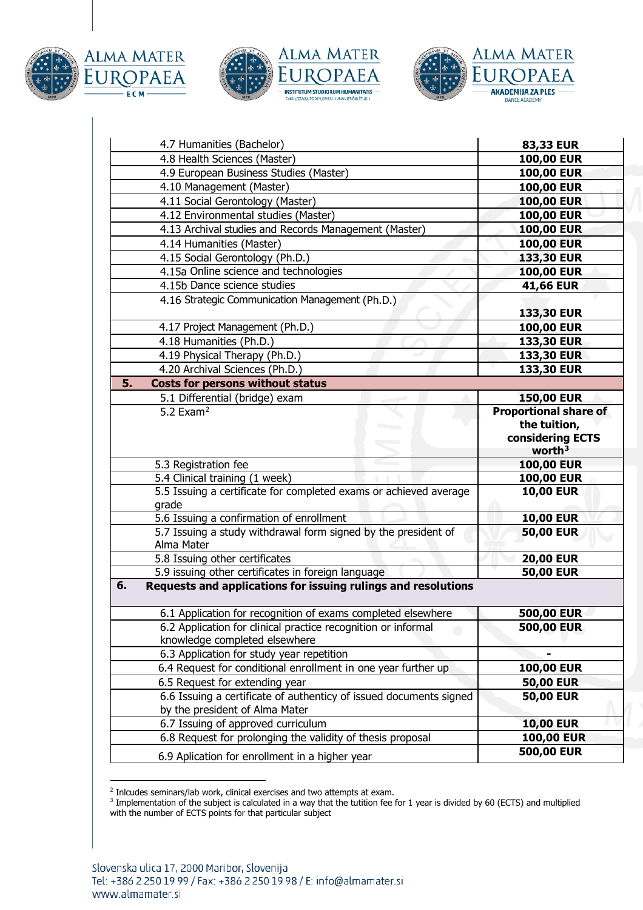| | |
|---|---|
| 4.7 Humanities (Bachelor) | **83,33 EUR** |
| 4.8 Health Sciences (Master) | **100,00 EUR** |
| 4.9 European Business Studies (Master) | **100,00 EUR** |
| 4.10 Management (Master) | **100,00 EUR** |
| 4.11 Social Gerontology (Master) | **100,00 EUR** |
| 4.12 Environmental studies (Master) | **100,00 EUR** |
| 4.13 Archival studies and Records Management (Master) | **100,00 EUR** |
| 4.14 Humanities (Master) | **100,00 EUR** |
| 4.15 Social Gerontology (Ph.D.) | **133,30 EUR** |
| 4.15a Online science and technologies | **100,00 EUR** |
| 4.15b Dance science studies | **41,66 EUR** |
| 4.16 Strategic Communication Management (Ph.D.) | **133,30 EUR** |
| 4.17 Project Management (Ph.D.) | **100,00 EUR** |
| 4.18 Humanities (Ph.D.) | **133,30 EUR** |
| 4.19 Physical Therapy (Ph.D.) | **133,30 EUR** |
| 4.20 Archival Sciences (Ph.D.) | **133,30 EUR** |
| **5. Costs for persons without status** | |
| 5.1 Differential (bridge) exam | **150,00 EUR** |
| 5.2 Exam[2] | **Proportional share of the tuition, considering ECTS worth[3]** |
| 5.3 Registration fee | **100,00 EUR** |
| 5.4 Clinical training (1 week) | **100,00 EUR** |
| 5.5 Issuing a certificate for completed exams or achieved average grade | **10,00 EUR** |
| 5.6 Issuing a confirmation of enrollment | **10,00 EUR** |
| 5.7 Issuing a study withdrawal form signed by the president of Alma Mater | **50,00 EUR** |
| 5.8 Issuing other certificates | **20,00 EUR** |
| 5.9 issuing other certificates in foreign language | **50,00 EUR** |
| **6. Requests and applications for issuing rulings and resolutions** | |
| 6.1 Application for recognition of exams completed elsewhere | **500,00 EUR** |
| 6.2 Application for clinical practice recognition or informal knowledge completed elsewhere | **500,00 EUR** |
| 6.3 Application for study year repetition | **-** |
| 6.4 Request for conditional enrollment in one year further up | **100,00 EUR** |
| 6.5 Request for extending year | **50,00 EUR** |
| 6.6 Issuing a certificate of authenticity of issued documents signed by the president of Alma Mater | **50,00 EUR** |
| 6.7 Issuing of approved curriculum | **10,00 EUR** |
| 6.8 Request for prolonging the validity of thesis proposal | **100,00 EUR** |
| 6.9 Aplication for enrollment in a higher year | **500,00 EUR** |

[2] Inlcudes seminars/lab work, clinical exercises and two attempts at exam.

[3] Implementation of the subject is calculated in a way that the tuition fee for 1 year is divided by 60 (ECTS) and multiplied with the number of ECTS points for that particular subject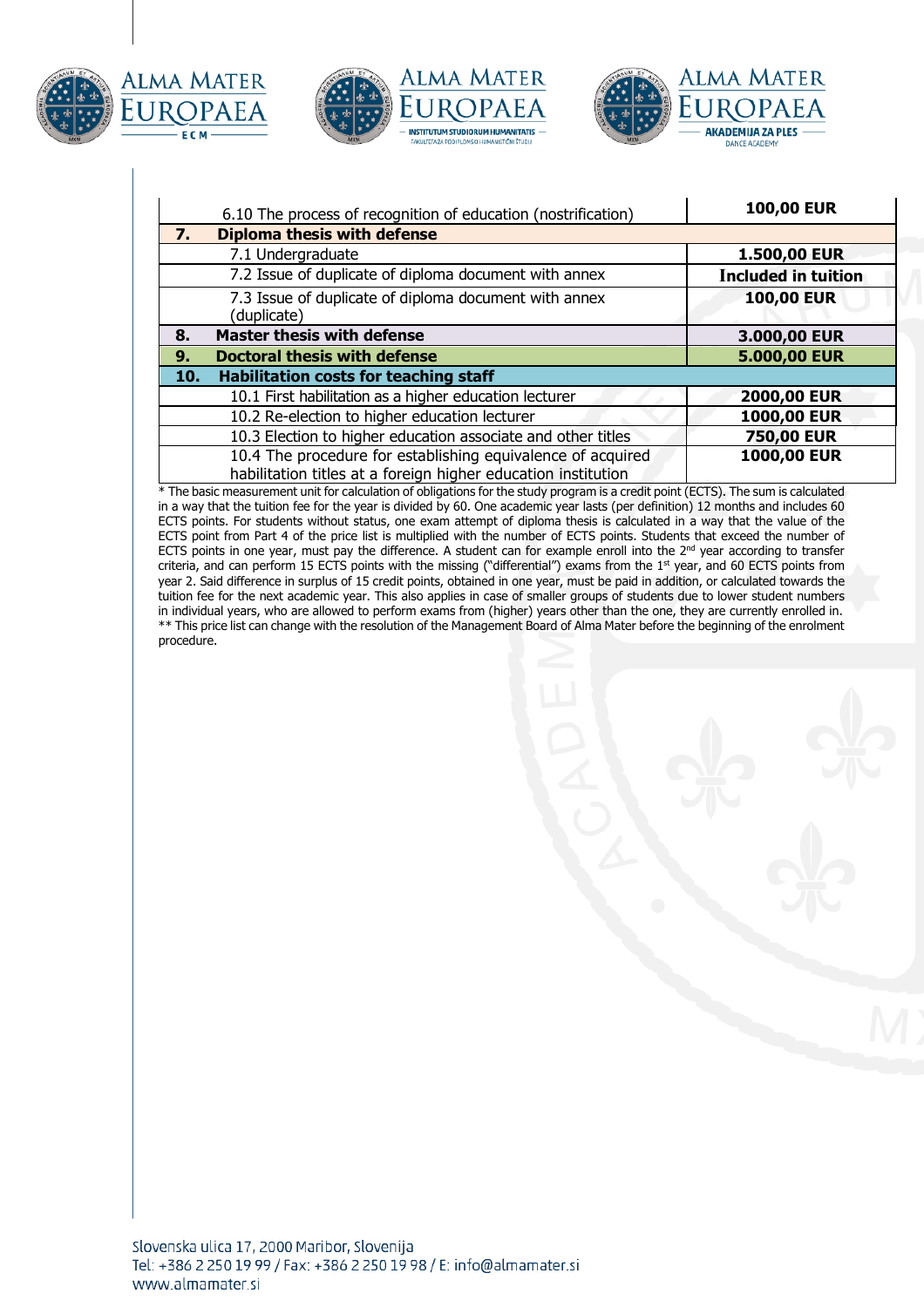| | |
|---|---|
| 6.10 The process of recognition of education (nostrification) | **100,00 EUR** |
| **7. Diploma thesis with defense** | |
| 7.1 Undergraduate | **1.500,00 EUR** |
| 7.2 Issue of duplicate of diploma document with annex | **Included in tuition** |
| 7.3 Issue of duplicate of diploma document with annex (duplicate) | **100,00 EUR** |
| **8. Master thesis with defense** | **3.000,00 EUR** |
| **9. Doctoral thesis with defense** | **5.000,00 EUR** |
| **10. Habilitation costs for teaching staff** | |
| 10.1 First habilitation as a higher education lecturer | **2000,00 EUR** |
| 10.2 Re-election to higher education lecturer | **1000,00 EUR** |
| 10.3 Election to higher education associate and other titles | **750,00 EUR** |
| 10.4 The procedure for establishing equivalence of acquired habilitation titles at a foreign higher education institution | **1000,00 EUR** |

* The basic measurement unit for calculation of obligations for the study program is a credit point (ECTS). The sum is calculated in a way that the tuition fee for the year is divided by 60. One academic year lasts (per definition) 12 months and includes 60 ECTS points. For students without status, one exam attempt of diploma thesis is calculated in a way that the value of the ECTS point from Part 4 of the price list is multiplied with the number of ECTS points. Students that exceed the number of ECTS points in one year, must pay the difference. A student can for example enroll into the 2nd year according to transfer criteria, and can perform 15 ECTS points with the missing ("differential") exams from the 1st year, and 60 ECTS points from year 2. Said difference in surplus of 15 credit points, obtained in one year, must be paid in addition, or calculated towards the tuition fee for the next academic year. This also applies in case of smaller groups of students due to lower student numbers in individual years, who are allowed to perform exams from (higher) years other than the one, they are currently enrolled in.
** This price list can change with the resolution of the Management Board of Alma Mater before the beginning of the enrolment procedure.